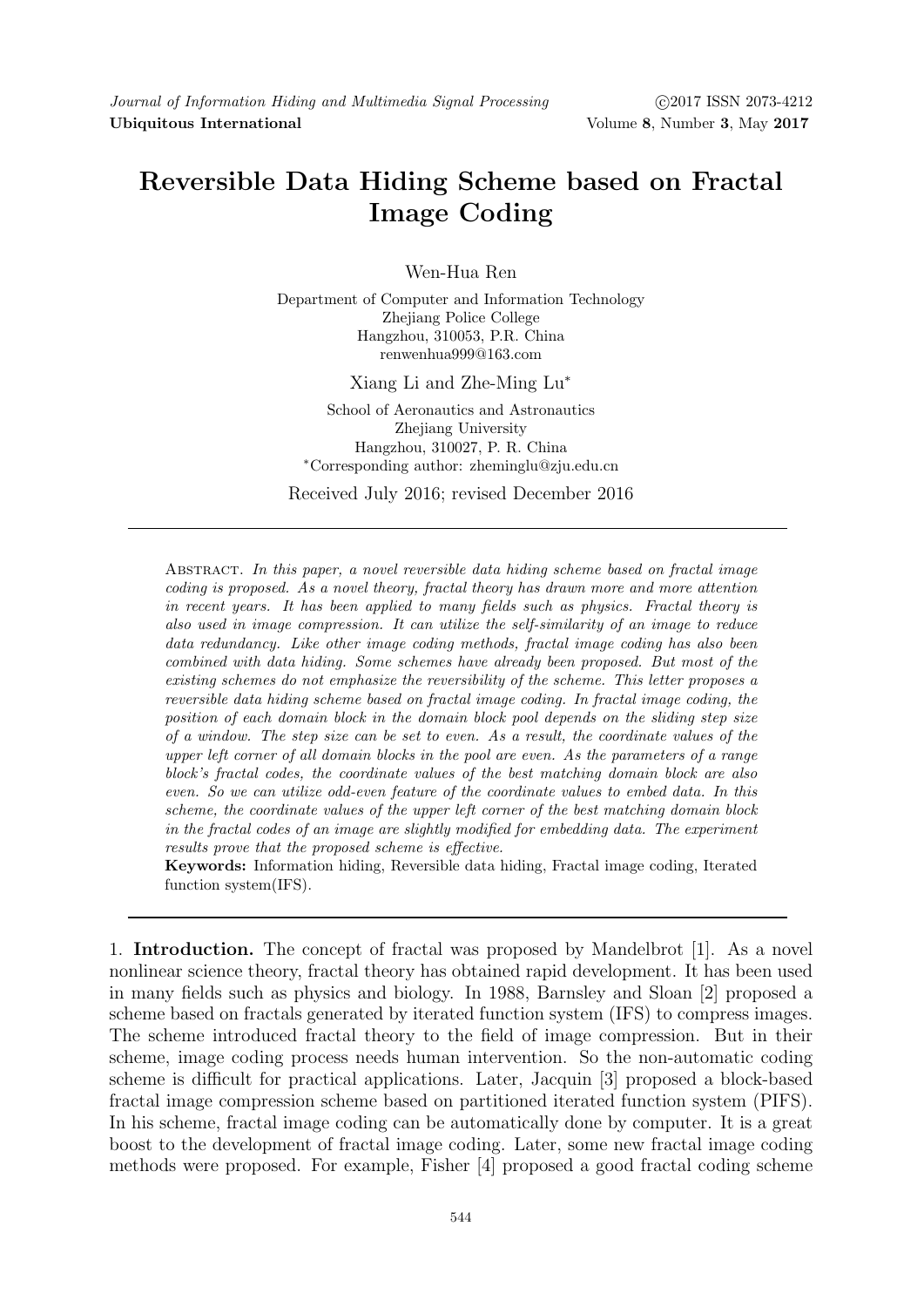# Reversible Data Hiding Scheme based on Fractal Image Coding

Wen-Hua Ren

Department of Computer and Information Technology
Zhejiang Police College
Hangzhou, 310053, P.R. China
renwenhua999@163.com

Xiang Li and Zhe-Ming Lu*

School of Aeronautics and Astronautics
Zhejiang University
Hangzhou, 310027, P. R. China
*Corresponding author: zheminglu@zju.edu.cn

Received July 2016; revised December 2016

Abstract. *In this paper, a novel reversible data hiding scheme based on fractal image coding is proposed. As a novel theory, fractal theory has drawn more and more attention in recent years. It has been applied to many fields such as physics. Fractal theory is also used in image compression. It can utilize the self-similarity of an image to reduce data redundancy. Like other image coding methods, fractal image coding has also been combined with data hiding. Some schemes have already been proposed. But most of the existing schemes do not emphasize the reversibility of the scheme. This letter proposes a reversible data hiding scheme based on fractal image coding. In fractal image coding, the position of each domain block in the domain block pool depends on the sliding step size of a window. The step size can be set to even. As a result, the coordinate values of the upper left corner of all domain blocks in the pool are even. As the parameters of a range block's fractal codes, the coordinate values of the best matching domain block are also even. So we can utilize odd-even feature of the coordinate values to embed data. In this scheme, the coordinate values of the upper left corner of the best matching domain block in the fractal codes of an image are slightly modified for embedding data. The experiment results prove that the proposed scheme is effective.*

**Keywords:** Information hiding, Reversible data hiding, Fractal image coding, Iterated function system(IFS).

1. **Introduction.** The concept of fractal was proposed by Mandelbrot [1]. As a novel nonlinear science theory, fractal theory has obtained rapid development. It has been used in many fields such as physics and biology. In 1988, Barnsley and Sloan [2] proposed a scheme based on fractals generated by iterated function system (IFS) to compress images. The scheme introduced fractal theory to the field of image compression. But in their scheme, image coding process needs human intervention. So the non-automatic coding scheme is difficult for practical applications. Later, Jacquin [3] proposed a block-based fractal image compression scheme based on partitioned iterated function system (PIFS). In his scheme, fractal image coding can be automatically done by computer. It is a great boost to the development of fractal image coding. Later, some new fractal image coding methods were proposed. For example, Fisher [4] proposed a good fractal coding scheme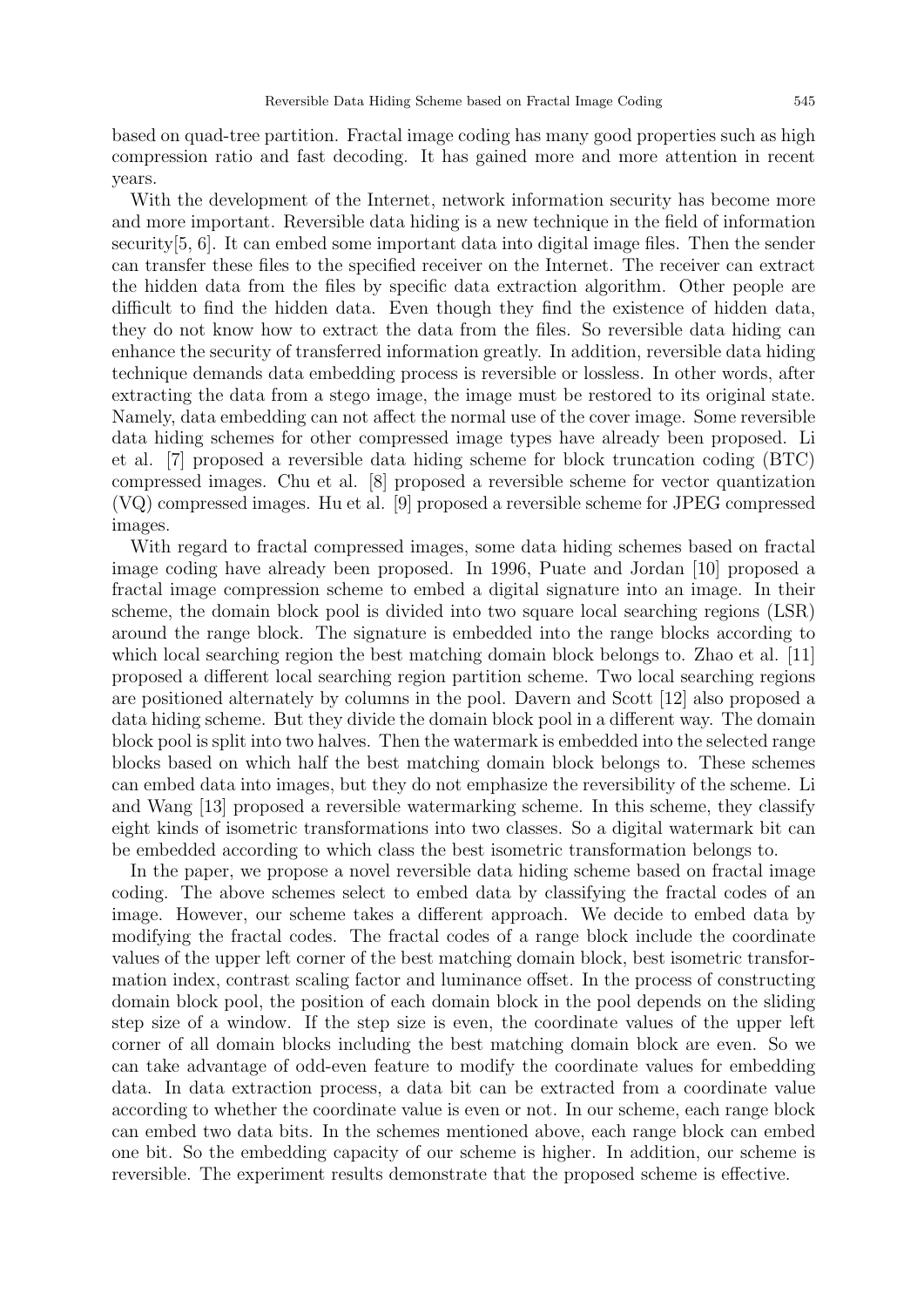based on quad-tree partition. Fractal image coding has many good properties such as high compression ratio and fast decoding. It has gained more and more attention in recent years.

With the development of the Internet, network information security has become more and more important. Reversible data hiding is a new technique in the field of information security[5, 6]. It can embed some important data into digital image files. Then the sender can transfer these files to the specified receiver on the Internet. The receiver can extract the hidden data from the files by specific data extraction algorithm. Other people are difficult to find the hidden data. Even though they find the existence of hidden data, they do not know how to extract the data from the files. So reversible data hiding can enhance the security of transferred information greatly. In addition, reversible data hiding technique demands data embedding process is reversible or lossless. In other words, after extracting the data from a stego image, the image must be restored to its original state. Namely, data embedding can not affect the normal use of the cover image. Some reversible data hiding schemes for other compressed image types have already been proposed. Li et al. [7] proposed a reversible data hiding scheme for block truncation coding (BTC) compressed images. Chu et al. [8] proposed a reversible scheme for vector quantization (VQ) compressed images. Hu et al. [9] proposed a reversible scheme for JPEG compressed images.

With regard to fractal compressed images, some data hiding schemes based on fractal image coding have already been proposed. In 1996, Puate and Jordan [10] proposed a fractal image compression scheme to embed a digital signature into an image. In their scheme, the domain block pool is divided into two square local searching regions (LSR) around the range block. The signature is embedded into the range blocks according to which local searching region the best matching domain block belongs to. Zhao et al. [11] proposed a different local searching region partition scheme. Two local searching regions are positioned alternately by columns in the pool. Davern and Scott [12] also proposed a data hiding scheme. But they divide the domain block pool in a different way. The domain block pool is split into two halves. Then the watermark is embedded into the selected range blocks based on which half the best matching domain block belongs to. These schemes can embed data into images, but they do not emphasize the reversibility of the scheme. Li and Wang [13] proposed a reversible watermarking scheme. In this scheme, they classify eight kinds of isometric transformations into two classes. So a digital watermark bit can be embedded according to which class the best isometric transformation belongs to.

In the paper, we propose a novel reversible data hiding scheme based on fractal image coding. The above schemes select to embed data by classifying the fractal codes of an image. However, our scheme takes a different approach. We decide to embed data by modifying the fractal codes. The fractal codes of a range block include the coordinate values of the upper left corner of the best matching domain block, best isometric transformation index, contrast scaling factor and luminance offset. In the process of constructing domain block pool, the position of each domain block in the pool depends on the sliding step size of a window. If the step size is even, the coordinate values of the upper left corner of all domain blocks including the best matching domain block are even. So we can take advantage of odd-even feature to modify the coordinate values for embedding data. In data extraction process, a data bit can be extracted from a coordinate value according to whether the coordinate value is even or not. In our scheme, each range block can embed two data bits. In the schemes mentioned above, each range block can embed one bit. So the embedding capacity of our scheme is higher. In addition, our scheme is reversible. The experiment results demonstrate that the proposed scheme is effective.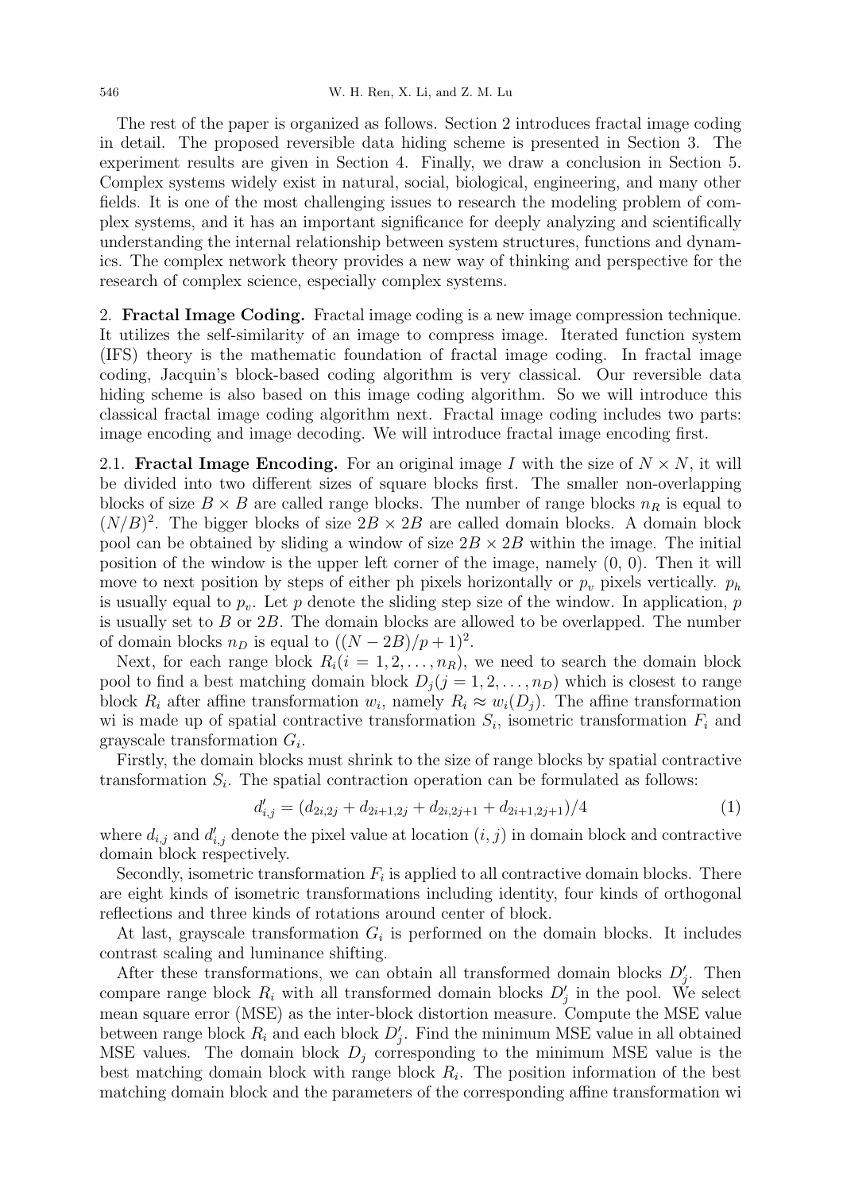The rest of the paper is organized as follows. Section 2 introduces fractal image coding in detail. The proposed reversible data hiding scheme is presented in Section 3. The experiment results are given in Section 4. Finally, we draw a conclusion in Section 5. Complex systems widely exist in natural, social, biological, engineering, and many other fields. It is one of the most challenging issues to research the modeling problem of complex systems, and it has an important significance for deeply analyzing and scientifically understanding the internal relationship between system structures, functions and dynamics. The complex network theory provides a new way of thinking and perspective for the research of complex science, especially complex systems.

## 2. Fractal Image Coding.

Fractal image coding is a new image compression technique. It utilizes the self-similarity of an image to compress image. Iterated function system (IFS) theory is the mathematic foundation of fractal image coding. In fractal image coding, Jacquin's block-based coding algorithm is very classical. Our reversible data hiding scheme is also based on this image coding algorithm. So we will introduce this classical fractal image coding algorithm next. Fractal image coding includes two parts: image encoding and image decoding. We will introduce fractal image encoding first.

### 2.1. Fractal Image Encoding.

For an original image $I$ with the size of $N \times N$, it will be divided into two different sizes of square blocks first. The smaller non-overlapping blocks of size $B \times B$ are called range blocks. The number of range blocks $n_R$ is equal to $(N/B)^2$. The bigger blocks of size $2B \times 2B$ are called domain blocks. A domain block pool can be obtained by sliding a window of size $2B \times 2B$ within the image. The initial position of the window is the upper left corner of the image, namely (0, 0). Then it will move to next position by steps of either ph pixels horizontally or $p_v$ pixels vertically. $p_h$ is usually equal to $p_v$. Let $p$ denote the sliding step size of the window. In application, $p$ is usually set to $B$ or $2B$. The domain blocks are allowed to be overlapped. The number of domain blocks $n_D$ is equal to $((N - 2B)/p + 1)^2$.

Next, for each range block $R_i (i = 1, 2, \ldots, n_R)$, we need to search the domain block pool to find a best matching domain block $D_j (j = 1, 2, \ldots, n_D)$ which is closest to range block $R_i$ after affine transformation $w_i$, namely $R_i \approx w_i(D_j)$. The affine transformation wi is made up of spatial contractive transformation $S_i$, isometric transformation $F_i$ and grayscale transformation $G_i$.

Firstly, the domain blocks must shrink to the size of range blocks by spatial contractive transformation $S_i$. The spatial contraction operation can be formulated as follows:

$$d'_{i,j} = (d_{2i,2j} + d_{2i+1,2j} + d_{2i,2j+1} + d_{2i+1,2j+1})/4 \tag{1}$$

where $d_{i,j}$ and $d'_{i,j}$ denote the pixel value at location $(i, j)$ in domain block and contractive domain block respectively.

Secondly, isometric transformation $F_i$ is applied to all contractive domain blocks. There are eight kinds of isometric transformations including identity, four kinds of orthogonal reflections and three kinds of rotations around center of block.

At last, grayscale transformation $G_i$ is performed on the domain blocks. It includes contrast scaling and luminance shifting.

After these transformations, we can obtain all transformed domain blocks $D'_j$. Then compare range block $R_i$ with all transformed domain blocks $D'_j$ in the pool. We select mean square error (MSE) as the inter-block distortion measure. Compute the MSE value between range block $R_i$ and each block $D'_j$. Find the minimum MSE value in all obtained MSE values. The domain block $D_j$ corresponding to the minimum MSE value is the best matching domain block with range block $R_i$. The position information of the best matching domain block and the parameters of the corresponding affine transformation wi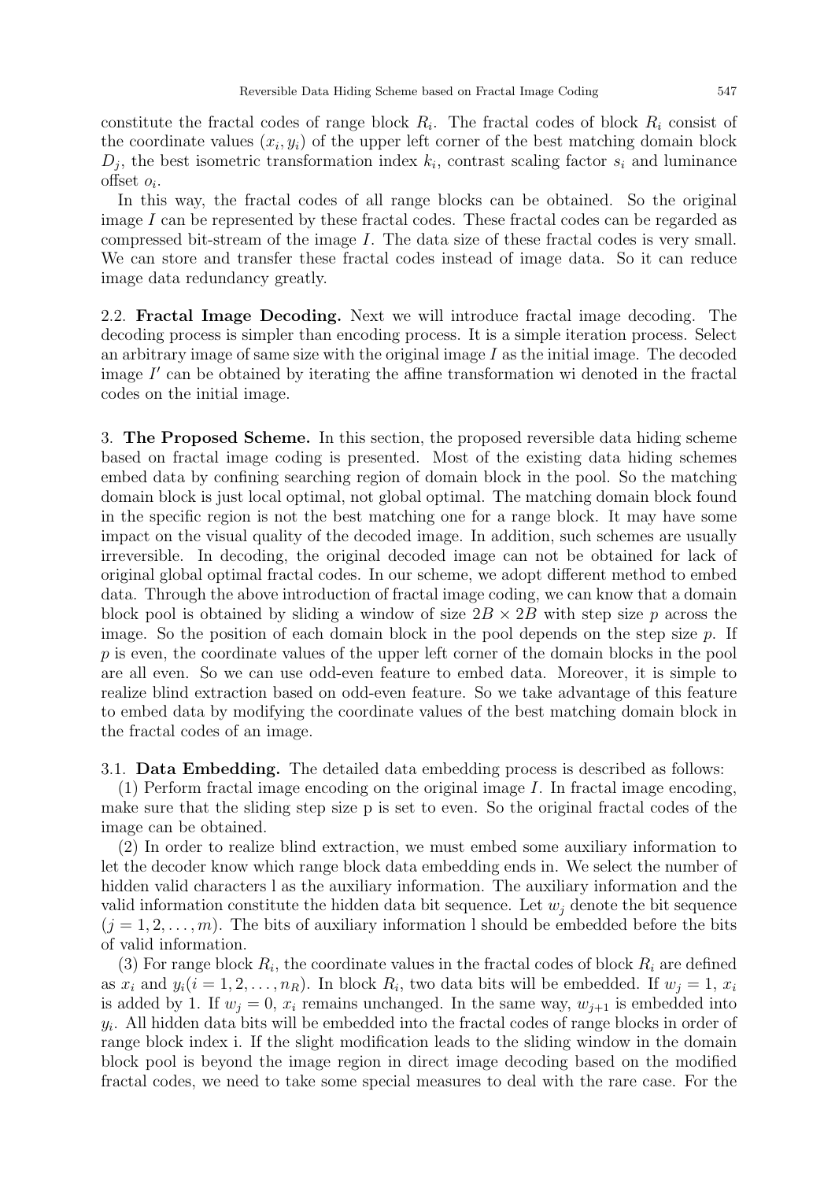constitute the fractal codes of range block $R_i$. The fractal codes of block $R_i$ consist of the coordinate values $(x_i, y_i)$ of the upper left corner of the best matching domain block $D_j$, the best isometric transformation index $k_i$, contrast scaling factor $s_i$ and luminance offset $o_i$.

In this way, the fractal codes of all range blocks can be obtained. So the original image $I$ can be represented by these fractal codes. These fractal codes can be regarded as compressed bit-stream of the image $I$. The data size of these fractal codes is very small. We can store and transfer these fractal codes instead of image data. So it can reduce image data redundancy greatly.

### 2.2. Fractal Image Decoding.

Next we will introduce fractal image decoding. The decoding process is simpler than encoding process. It is a simple iteration process. Select an arbitrary image of same size with the original image $I$ as the initial image. The decoded image $I'$ can be obtained by iterating the affine transformation wi denoted in the fractal codes on the initial image.

## 3. The Proposed Scheme.

In this section, the proposed reversible data hiding scheme based on fractal image coding is presented. Most of the existing data hiding schemes embed data by confining searching region of domain block in the pool. So the matching domain block is just local optimal, not global optimal. The matching domain block found in the specific region is not the best matching one for a range block. It may have some impact on the visual quality of the decoded image. In addition, such schemes are usually irreversible. In decoding, the original decoded image can not be obtained for lack of original global optimal fractal codes. In our scheme, we adopt different method to embed data. Through the above introduction of fractal image coding, we can know that a domain block pool is obtained by sliding a window of size $2B \times 2B$ with step size $p$ across the image. So the position of each domain block in the pool depends on the step size $p$. If $p$ is even, the coordinate values of the upper left corner of the domain blocks in the pool are all even. So we can use odd-even feature to embed data. Moreover, it is simple to realize blind extraction based on odd-even feature. So we take advantage of this feature to embed data by modifying the coordinate values of the best matching domain block in the fractal codes of an image.

### 3.1. Data Embedding.

The detailed data embedding process is described as follows:

(1) Perform fractal image encoding on the original image $I$. In fractal image encoding, make sure that the sliding step size p is set to even. So the original fractal codes of the image can be obtained.

(2) In order to realize blind extraction, we must embed some auxiliary information to let the decoder know which range block data embedding ends in. We select the number of hidden valid characters l as the auxiliary information. The auxiliary information and the valid information constitute the hidden data bit sequence. Let $w_j$ denote the bit sequence $(j = 1, 2, \ldots, m)$. The bits of auxiliary information l should be embedded before the bits of valid information.

(3) For range block $R_i$, the coordinate values in the fractal codes of block $R_i$ are defined as $x_i$ and $y_i (i = 1, 2, \ldots, n_R)$. In block $R_i$, two data bits will be embedded. If $w_j = 1$, $x_i$ is added by 1. If $w_j = 0$, $x_i$ remains unchanged. In the same way, $w_{j+1}$ is embedded into $y_i$. All hidden data bits will be embedded into the fractal codes of range blocks in order of range block index i. If the slight modification leads to the sliding window in the domain block pool is beyond the image region in direct image decoding based on the modified fractal codes, we need to take some special measures to deal with the rare case. For the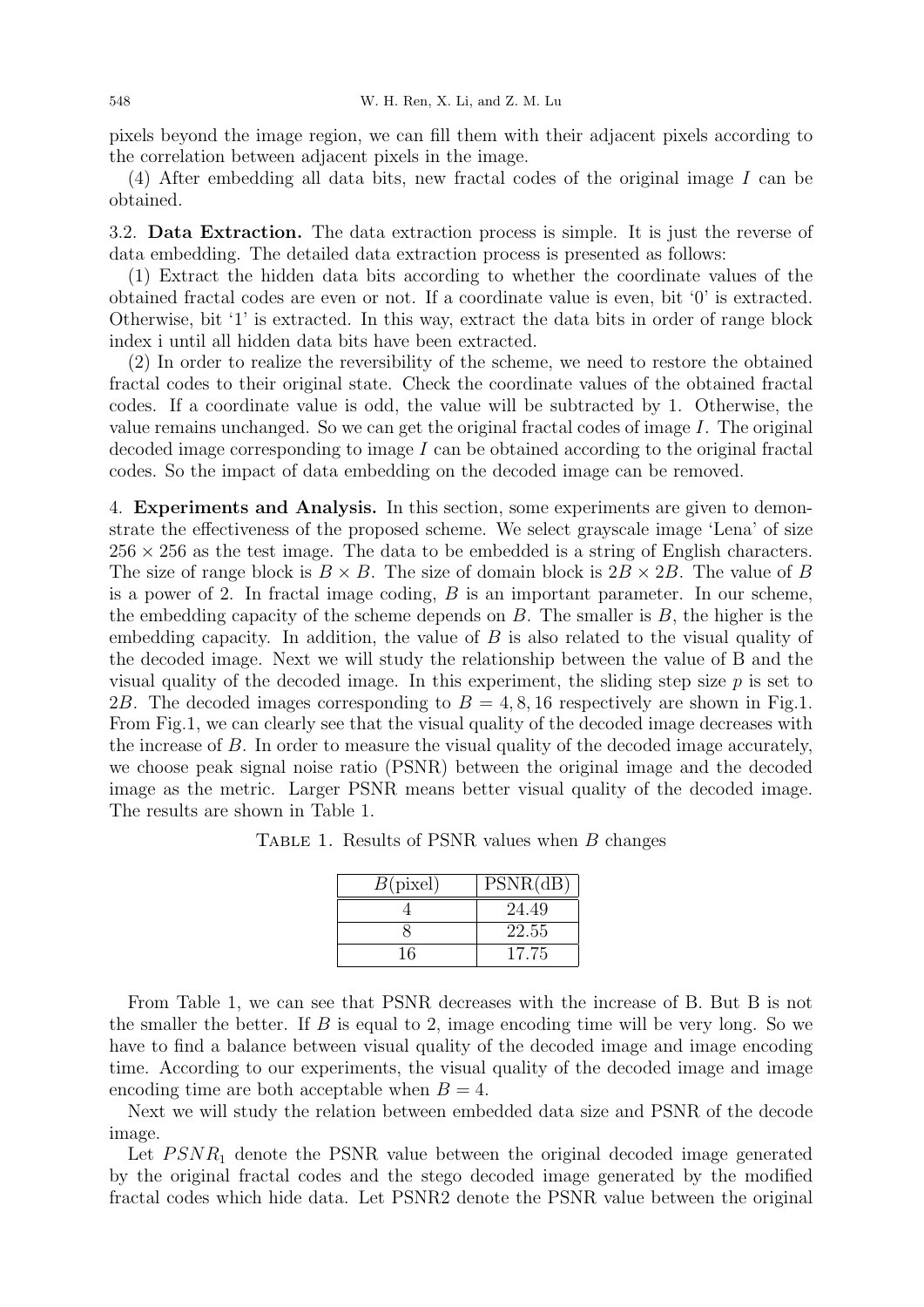pixels beyond the image region, we can fill them with their adjacent pixels according to the correlation between adjacent pixels in the image.

(4) After embedding all data bits, new fractal codes of the original image $I$ can be obtained.

3.2. **Data Extraction.** The data extraction process is simple. It is just the reverse of data embedding. The detailed data extraction process is presented as follows:

(1) Extract the hidden data bits according to whether the coordinate values of the obtained fractal codes are even or not. If a coordinate value is even, bit '0' is extracted. Otherwise, bit '1' is extracted. In this way, extract the data bits in order of range block index i until all hidden data bits have been extracted.

(2) In order to realize the reversibility of the scheme, we need to restore the obtained fractal codes to their original state. Check the coordinate values of the obtained fractal codes. If a coordinate value is odd, the value will be subtracted by 1. Otherwise, the value remains unchanged. So we can get the original fractal codes of image $I$. The original decoded image corresponding to image $I$ can be obtained according to the original fractal codes. So the impact of data embedding on the decoded image can be removed.

4. **Experiments and Analysis.** In this section, some experiments are given to demonstrate the effectiveness of the proposed scheme. We select grayscale image 'Lena' of size $256 \times 256$ as the test image. The data to be embedded is a string of English characters. The size of range block is $B \times B$. The size of domain block is $2B \times 2B$. The value of $B$ is a power of 2. In fractal image coding, $B$ is an important parameter. In our scheme, the embedding capacity of the scheme depends on $B$. The smaller is $B$, the higher is the embedding capacity. In addition, the value of $B$ is also related to the visual quality of the decoded image. Next we will study the relationship between the value of B and the visual quality of the decoded image. In this experiment, the sliding step size $p$ is set to $2B$. The decoded images corresponding to $B = 4, 8, 16$ respectively are shown in Fig.1. From Fig.1, we can clearly see that the visual quality of the decoded image decreases with the increase of $B$. In order to measure the visual quality of the decoded image accurately, we choose peak signal noise ratio (PSNR) between the original image and the decoded image as the metric. Larger PSNR means better visual quality of the decoded image. The results are shown in Table 1.

Table 1. Results of PSNR values when $B$ changes

| $B$(pixel) | PSNR(dB) |
|---|---|
| 4 | 24.49 |
| 8 | 22.55 |
| 16 | 17.75 |

From Table 1, we can see that PSNR decreases with the increase of B. But B is not the smaller the better. If $B$ is equal to 2, image encoding time will be very long. So we have to find a balance between visual quality of the decoded image and image encoding time. According to our experiments, the visual quality of the decoded image and image encoding time are both acceptable when $B = 4$.

Next we will study the relation between embedded data size and PSNR of the decode image.

Let $PSNR_1$ denote the PSNR value between the original decoded image generated by the original fractal codes and the stego decoded image generated by the modified fractal codes which hide data. Let PSNR2 denote the PSNR value between the original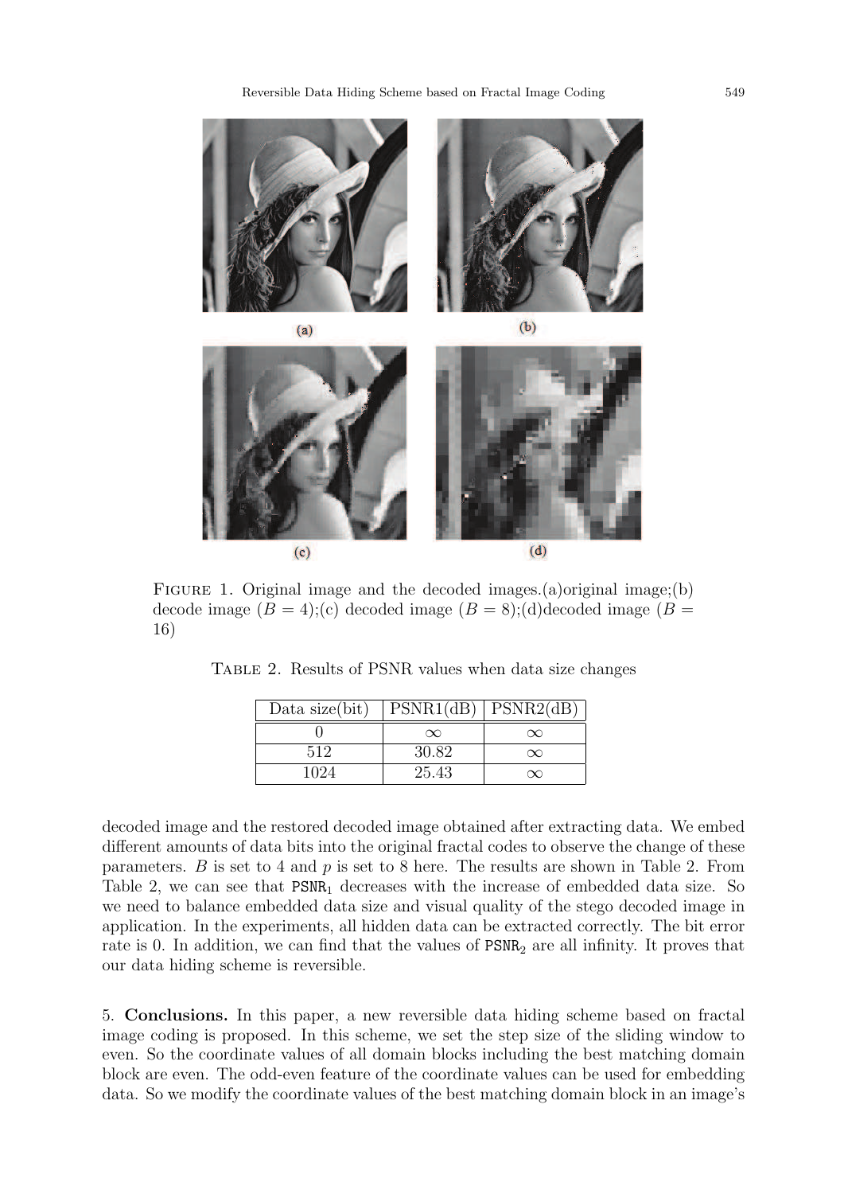FIGURE 1. Original image and the decoded images.(a)original image;(b) decode image ($B = 4$);(c) decoded image ($B = 8$);(d)decoded image ($B = 16$)

TABLE 2. Results of PSNR values when data size changes

| Data size(bit) | PSNR1(dB) | PSNR2(dB) |
|---|---|---|
| 0 | $\infty$ | $\infty$ |
| 512 | 30.82 | $\infty$ |
| 1024 | 25.43 | $\infty$ |

decoded image and the restored decoded image obtained after extracting data. We embed different amounts of data bits into the original fractal codes to observe the change of these parameters. $B$ is set to 4 and $p$ is set to 8 here. The results are shown in Table 2. From Table 2, we can see that $\mathtt{PSNR}_1$ decreases with the increase of embedded data size. So we need to balance embedded data size and visual quality of the stego decoded image in application. In the experiments, all hidden data can be extracted correctly. The bit error rate is 0. In addition, we can find that the values of $\mathtt{PSNR}_2$ are all infinity. It proves that our data hiding scheme is reversible.

5. **Conclusions.** In this paper, a new reversible data hiding scheme based on fractal image coding is proposed. In this scheme, we set the step size of the sliding window to even. So the coordinate values of all domain blocks including the best matching domain block are even. The odd-even feature of the coordinate values can be used for embedding data. So we modify the coordinate values of the best matching domain block in an image's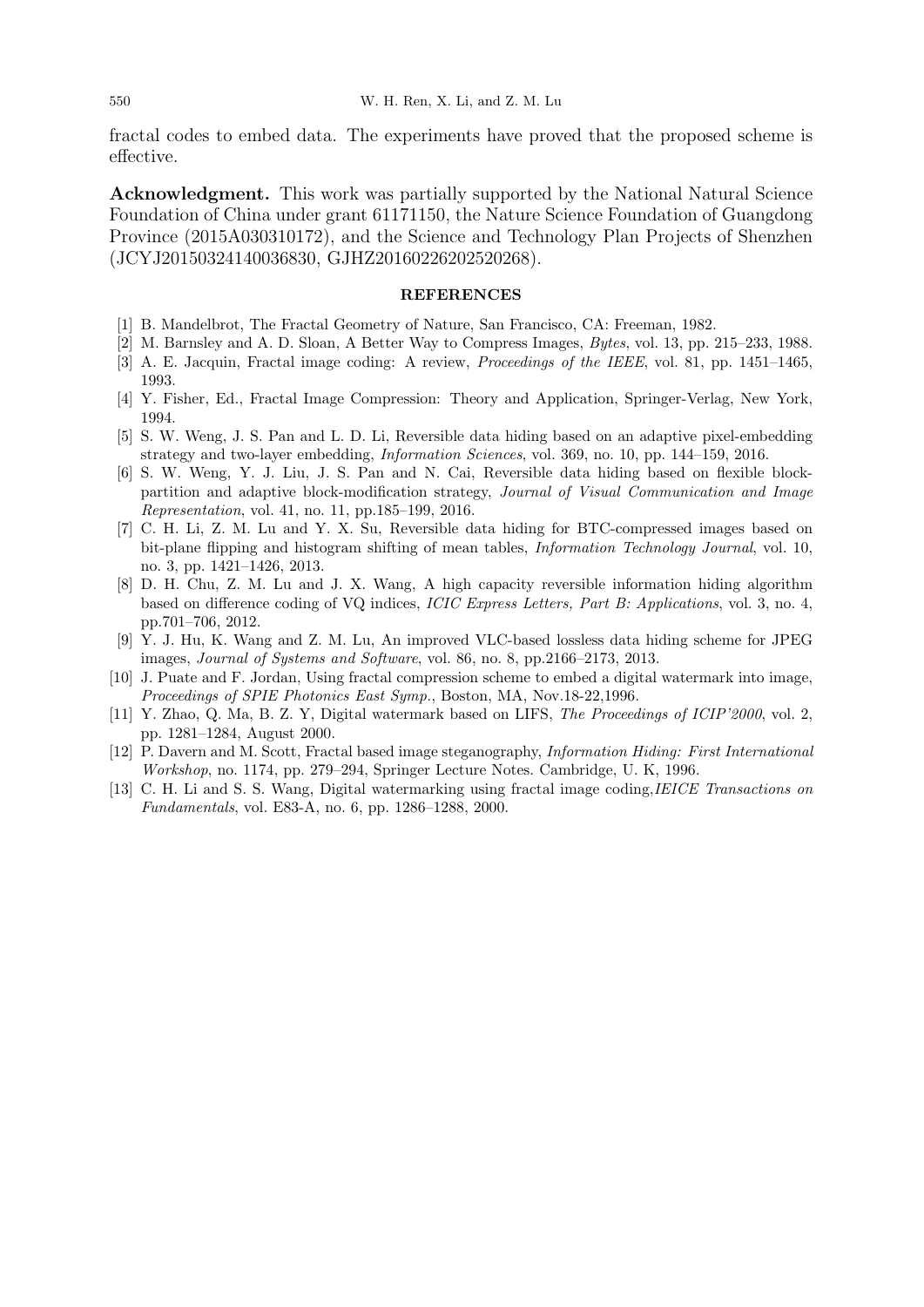fractal codes to embed data. The experiments have proved that the proposed scheme is effective.

**Acknowledgment.** This work was partially supported by the National Natural Science Foundation of China under grant 61171150, the Nature Science Foundation of Guangdong Province (2015A030310172), and the Science and Technology Plan Projects of Shenzhen (JCYJ20150324140036830, GJHZ20160226202520268).

## REFERENCES

[1] B. Mandelbrot, The Fractal Geometry of Nature, San Francisco, CA: Freeman, 1982.

[2] M. Barnsley and A. D. Sloan, A Better Way to Compress Images, *Bytes*, vol. 13, pp. 215–233, 1988.

[3] A. E. Jacquin, Fractal image coding: A review, *Proceedings of the IEEE*, vol. 81, pp. 1451–1465, 1993.

[4] Y. Fisher, Ed., Fractal Image Compression: Theory and Application, Springer-Verlag, New York, 1994.

[5] S. W. Weng, J. S. Pan and L. D. Li, Reversible data hiding based on an adaptive pixel-embedding strategy and two-layer embedding, *Information Sciences*, vol. 369, no. 10, pp. 144–159, 2016.

[6] S. W. Weng, Y. J. Liu, J. S. Pan and N. Cai, Reversible data hiding based on flexible block-partition and adaptive block-modification strategy, *Journal of Visual Communication and Image Representation*, vol. 41, no. 11, pp.185–199, 2016.

[7] C. H. Li, Z. M. Lu and Y. X. Su, Reversible data hiding for BTC-compressed images based on bit-plane flipping and histogram shifting of mean tables, *Information Technology Journal*, vol. 10, no. 3, pp. 1421–1426, 2013.

[8] D. H. Chu, Z. M. Lu and J. X. Wang, A high capacity reversible information hiding algorithm based on difference coding of VQ indices, *ICIC Express Letters, Part B: Applications*, vol. 3, no. 4, pp.701–706, 2012.

[9] Y. J. Hu, K. Wang and Z. M. Lu, An improved VLC-based lossless data hiding scheme for JPEG images, *Journal of Systems and Software*, vol. 86, no. 8, pp.2166–2173, 2013.

[10] J. Puate and F. Jordan, Using fractal compression scheme to embed a digital watermark into image, *Proceedings of SPIE Photonics East Symp.*, Boston, MA, Nov.18-22,1996.

[11] Y. Zhao, Q. Ma, B. Z. Y, Digital watermark based on LIFS, *The Proceedings of ICIP'2000*, vol. 2, pp. 1281–1284, August 2000.

[12] P. Davern and M. Scott, Fractal based image steganography, *Information Hiding: First International Workshop*, no. 1174, pp. 279–294, Springer Lecture Notes. Cambridge, U. K, 1996.

[13] C. H. Li and S. S. Wang, Digital watermarking using fractal image coding,*IEICE Transactions on Fundamentals*, vol. E83-A, no. 6, pp. 1286–1288, 2000.